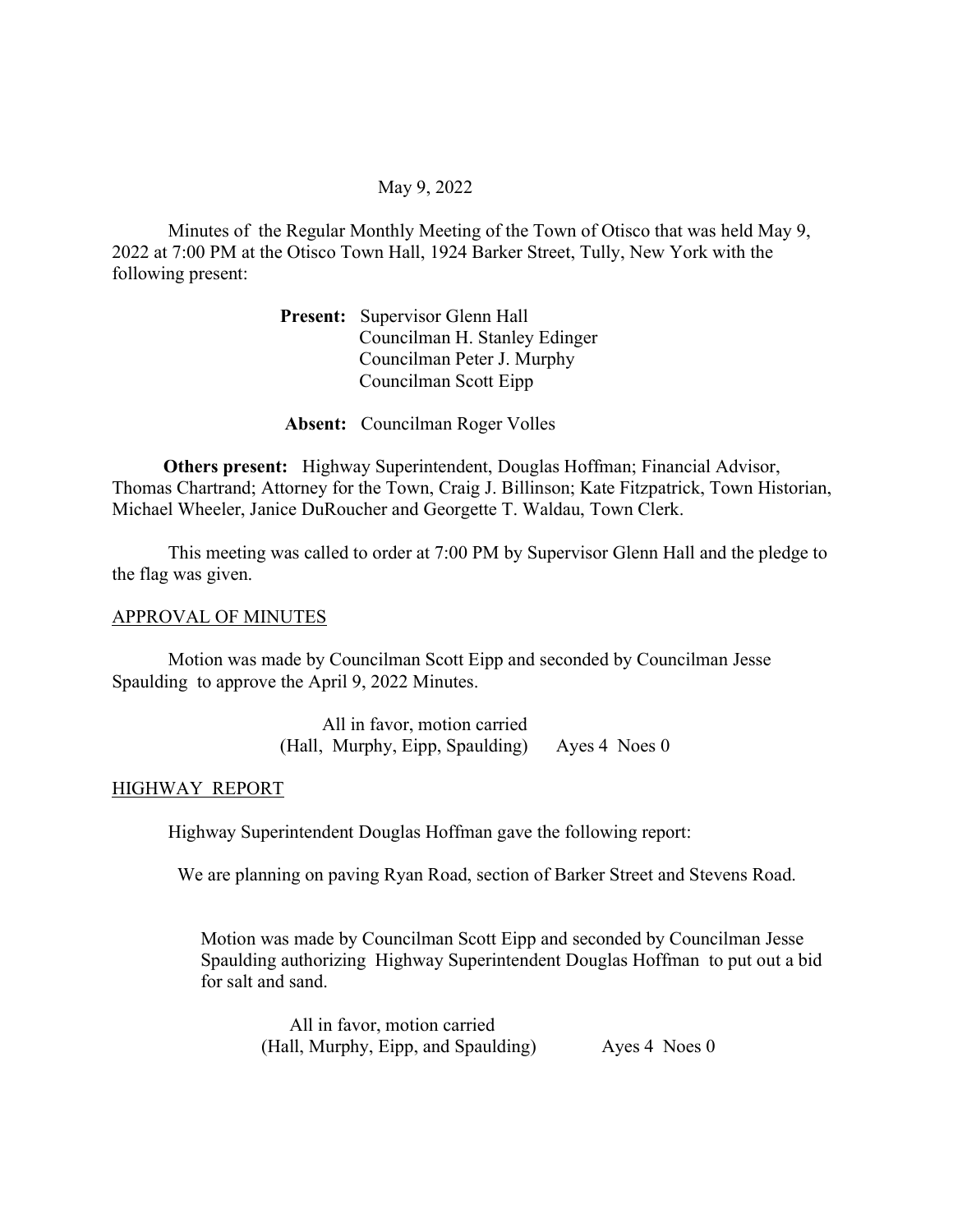May 9, 2022

Minutes of the Regular Monthly Meeting of the Town of Otisco that was held May 9, 2022 at 7:00 PM at the Otisco Town Hall, 1924 Barker Street, Tully, New York with the following present:

**Present:** Supervisor Glenn Hall
Councilman H. Stanley Edinger
Councilman Peter J. Murphy
Councilman Scott Eipp

**Absent:** Councilman Roger Volles

**Others present:** Highway Superintendent, Douglas Hoffman; Financial Advisor, Thomas Chartrand; Attorney for the Town, Craig J. Billinson; Kate Fitzpatrick, Town Historian, Michael Wheeler, Janice DuRoucher and Georgette T. Waldau, Town Clerk.

This meeting was called to order at 7:00 PM by Supervisor Glenn Hall and the pledge to the flag was given.

APPROVAL OF MINUTES

Motion was made by Councilman Scott Eipp and seconded by Councilman Jesse Spaulding to approve the April 9, 2022 Minutes.

All in favor, motion carried
(Hall, Murphy, Eipp, Spaulding) Ayes 4 Noes 0

HIGHWAY REPORT

Highway Superintendent Douglas Hoffman gave the following report:

We are planning on paving Ryan Road, section of Barker Street and Stevens Road.

Motion was made by Councilman Scott Eipp and seconded by Councilman Jesse Spaulding authorizing Highway Superintendent Douglas Hoffman to put out a bid for salt and sand.

All in favor, motion carried
(Hall, Murphy, Eipp, and Spaulding) Ayes 4 Noes 0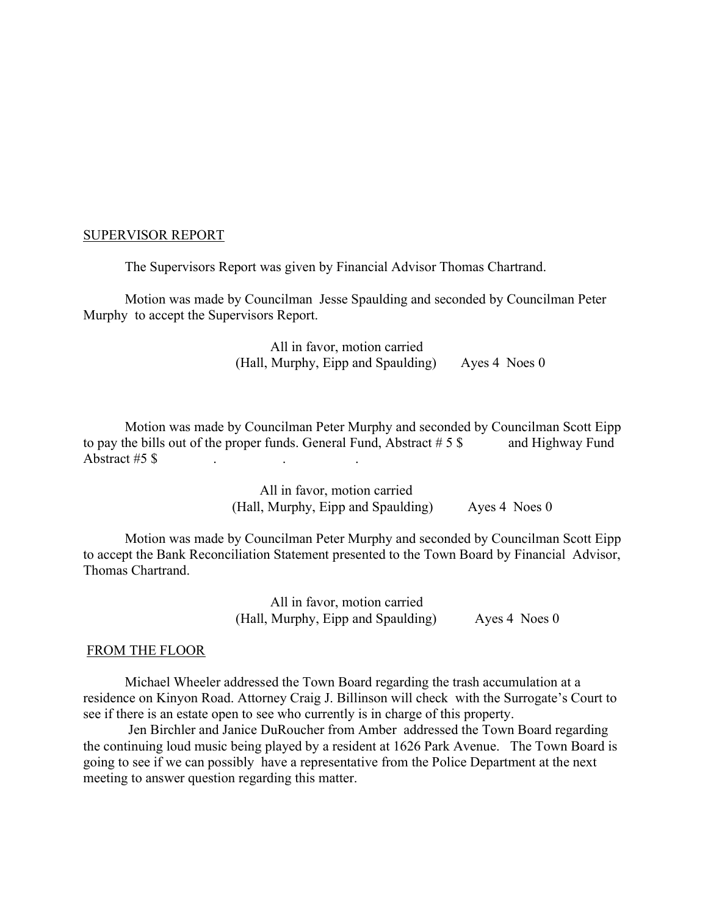## SUPERVISOR REPORT

The Supervisors Report was given by Financial Advisor Thomas Chartrand.

Motion was made by Councilman Jesse Spaulding and seconded by Councilman Peter Murphy to accept the Supervisors Report.

All in favor, motion carried
(Hall, Murphy, Eipp and Spaulding) Ayes 4 Noes 0

Motion was made by Councilman Peter Murphy and seconded by Councilman Scott Eipp to pay the bills out of the proper funds. General Fund, Abstract # 5 $ and Highway Fund Abstract #5 $ . . .

All in favor, motion carried
(Hall, Murphy, Eipp and Spaulding) Ayes 4 Noes 0

Motion was made by Councilman Peter Murphy and seconded by Councilman Scott Eipp to accept the Bank Reconciliation Statement presented to the Town Board by Financial Advisor, Thomas Chartrand.

All in favor, motion carried
(Hall, Murphy, Eipp and Spaulding) Ayes 4 Noes 0

## FROM THE FLOOR

Michael Wheeler addressed the Town Board regarding the trash accumulation at a residence on Kinyon Road. Attorney Craig J. Billinson will check with the Surrogate's Court to see if there is an estate open to see who currently is in charge of this property.

Jen Birchler and Janice DuRoucher from Amber addressed the Town Board regarding the continuing loud music being played by a resident at 1626 Park Avenue. The Town Board is going to see if we can possibly have a representative from the Police Department at the next meeting to answer question regarding this matter.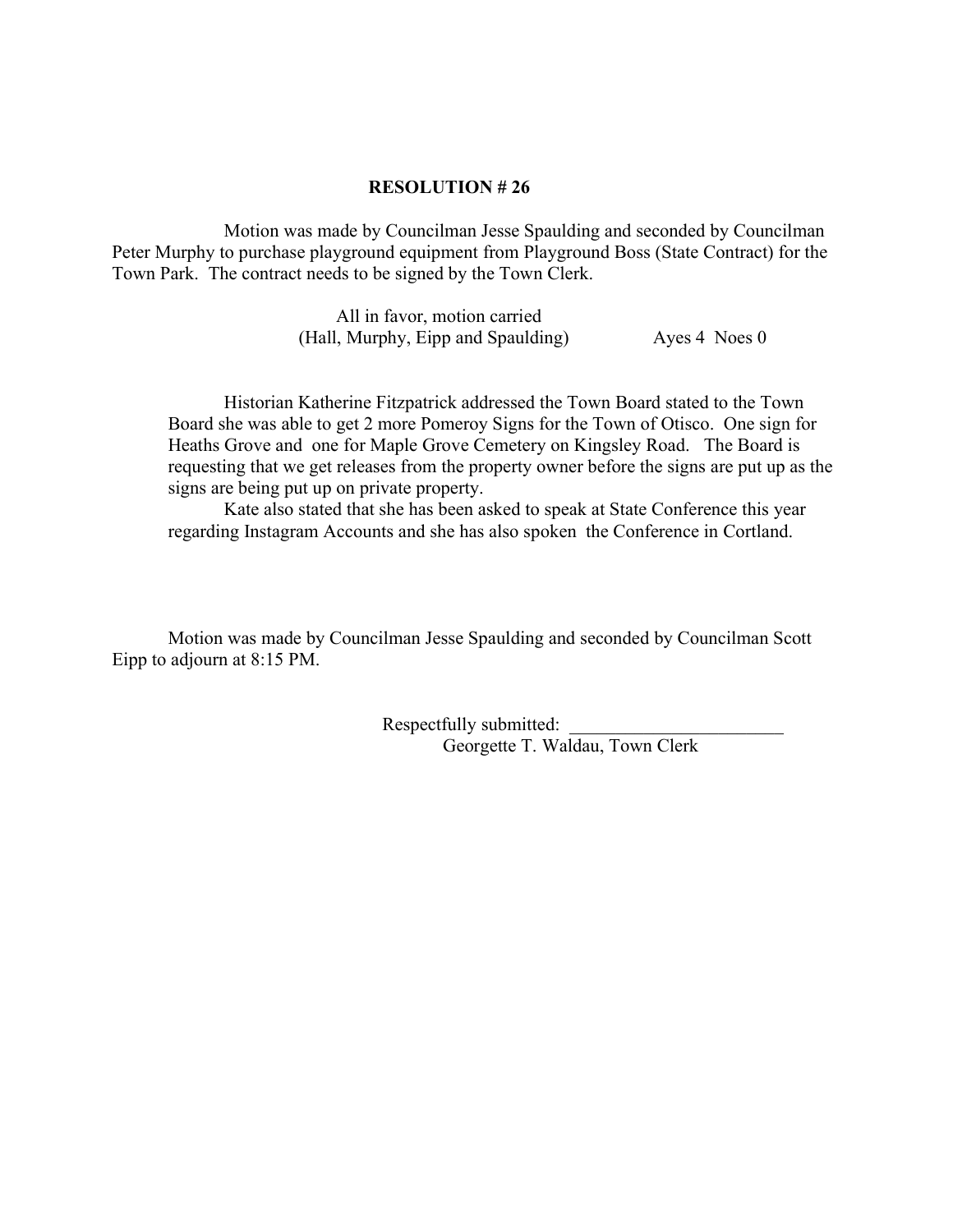**RESOLUTION # 26**

Motion was made by Councilman Jesse Spaulding and seconded by Councilman Peter Murphy to purchase playground equipment from Playground Boss (State Contract) for the Town Park. The contract needs to be signed by the Town Clerk.

All in favor, motion carried
(Hall, Murphy, Eipp and Spaulding) Ayes 4 Noes 0

Historian Katherine Fitzpatrick addressed the Town Board stated to the Town Board she was able to get 2 more Pomeroy Signs for the Town of Otisco. One sign for Heaths Grove and one for Maple Grove Cemetery on Kingsley Road. The Board is requesting that we get releases from the property owner before the signs are put up as the signs are being put up on private property.

Kate also stated that she has been asked to speak at State Conference this year regarding Instagram Accounts and she has also spoken the Conference in Cortland.

Motion was made by Councilman Jesse Spaulding and seconded by Councilman Scott Eipp to adjourn at 8:15 PM.

Respectfully submitted: _______________________
Georgette T. Waldau, Town Clerk